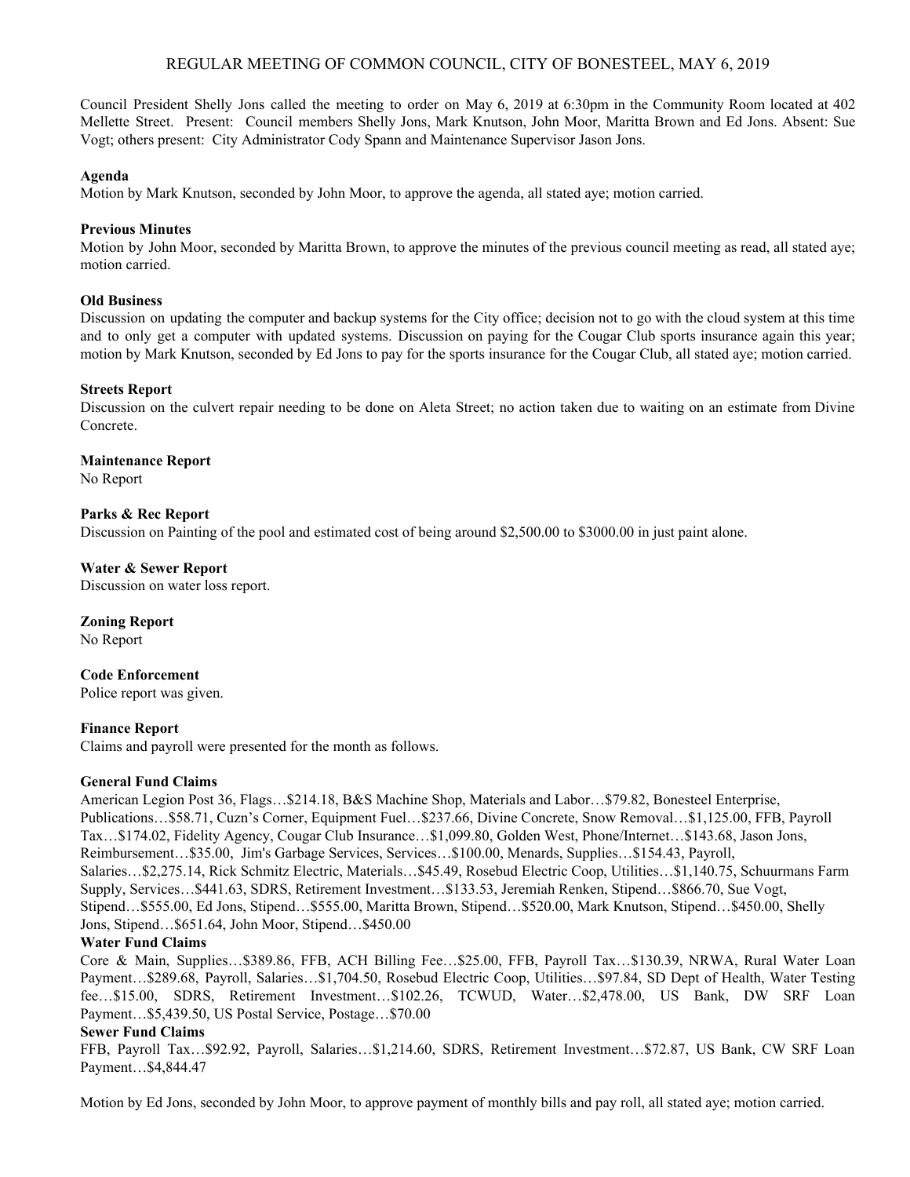# REGULAR MEETING OF COMMON COUNCIL, CITY OF BONESTEEL, MAY 6, 2019

Council President Shelly Jons called the meeting to order on May 6, 2019 at 6:30pm in the Community Room located at 402 Mellette Street. Present: Council members Shelly Jons, Mark Knutson, John Moor, Maritta Brown and Ed Jons. Absent: Sue Vogt; others present: City Administrator Cody Spann and Maintenance Supervisor Jason Jons.

**Agenda**

Motion by Mark Knutson, seconded by John Moor, to approve the agenda, all stated aye; motion carried.

**Previous Minutes**

Motion by John Moor, seconded by Maritta Brown, to approve the minutes of the previous council meeting as read, all stated aye; motion carried.

**Old Business**

Discussion on updating the computer and backup systems for the City office; decision not to go with the cloud system at this time and to only get a computer with updated systems. Discussion on paying for the Cougar Club sports insurance again this year; motion by Mark Knutson, seconded by Ed Jons to pay for the sports insurance for the Cougar Club, all stated aye; motion carried.

**Streets Report**

Discussion on the culvert repair needing to be done on Aleta Street; no action taken due to waiting on an estimate from Divine Concrete.

**Maintenance Report**

No Report

**Parks & Rec Report**

Discussion on Painting of the pool and estimated cost of being around $2,500.00 to $3000.00 in just paint alone.

**Water & Sewer Report**

Discussion on water loss report.

**Zoning Report**

No Report

**Code Enforcement**

Police report was given.

**Finance Report**

Claims and payroll were presented for the month as follows.

**General Fund Claims**

American Legion Post 36, Flags…$214.18, B&S Machine Shop, Materials and Labor…$79.82, Bonesteel Enterprise, Publications…$58.71, Cuzn's Corner, Equipment Fuel…$237.66, Divine Concrete, Snow Removal…$1,125.00, FFB, Payroll Tax…$174.02, Fidelity Agency, Cougar Club Insurance…$1,099.80, Golden West, Phone/Internet…$143.68, Jason Jons, Reimbursement…$35.00, Jim's Garbage Services, Services…$100.00, Menards, Supplies…$154.43, Payroll, Salaries…$2,275.14, Rick Schmitz Electric, Materials…$45.49, Rosebud Electric Coop, Utilities…$1,140.75, Schuurmans Farm Supply, Services…$441.63, SDRS, Retirement Investment…$133.53, Jeremiah Renken, Stipend…$866.70, Sue Vogt, Stipend…$555.00, Ed Jons, Stipend…$555.00, Maritta Brown, Stipend…$520.00, Mark Knutson, Stipend…$450.00, Shelly Jons, Stipend…$651.64, John Moor, Stipend…$450.00

**Water Fund Claims**

Core & Main, Supplies…$389.86, FFB, ACH Billing Fee…$25.00, FFB, Payroll Tax…$130.39, NRWA, Rural Water Loan Payment…$289.68, Payroll, Salaries…$1,704.50, Rosebud Electric Coop, Utilities…$97.84, SD Dept of Health, Water Testing fee…$15.00, SDRS, Retirement Investment…$102.26, TCWUD, Water…$2,478.00, US Bank, DW SRF Loan Payment…$5,439.50, US Postal Service, Postage…$70.00

**Sewer Fund Claims**

FFB, Payroll Tax…$92.92, Payroll, Salaries…$1,214.60, SDRS, Retirement Investment…$72.87, US Bank, CW SRF Loan Payment…$4,844.47

Motion by Ed Jons, seconded by John Moor, to approve payment of monthly bills and pay roll, all stated aye; motion carried.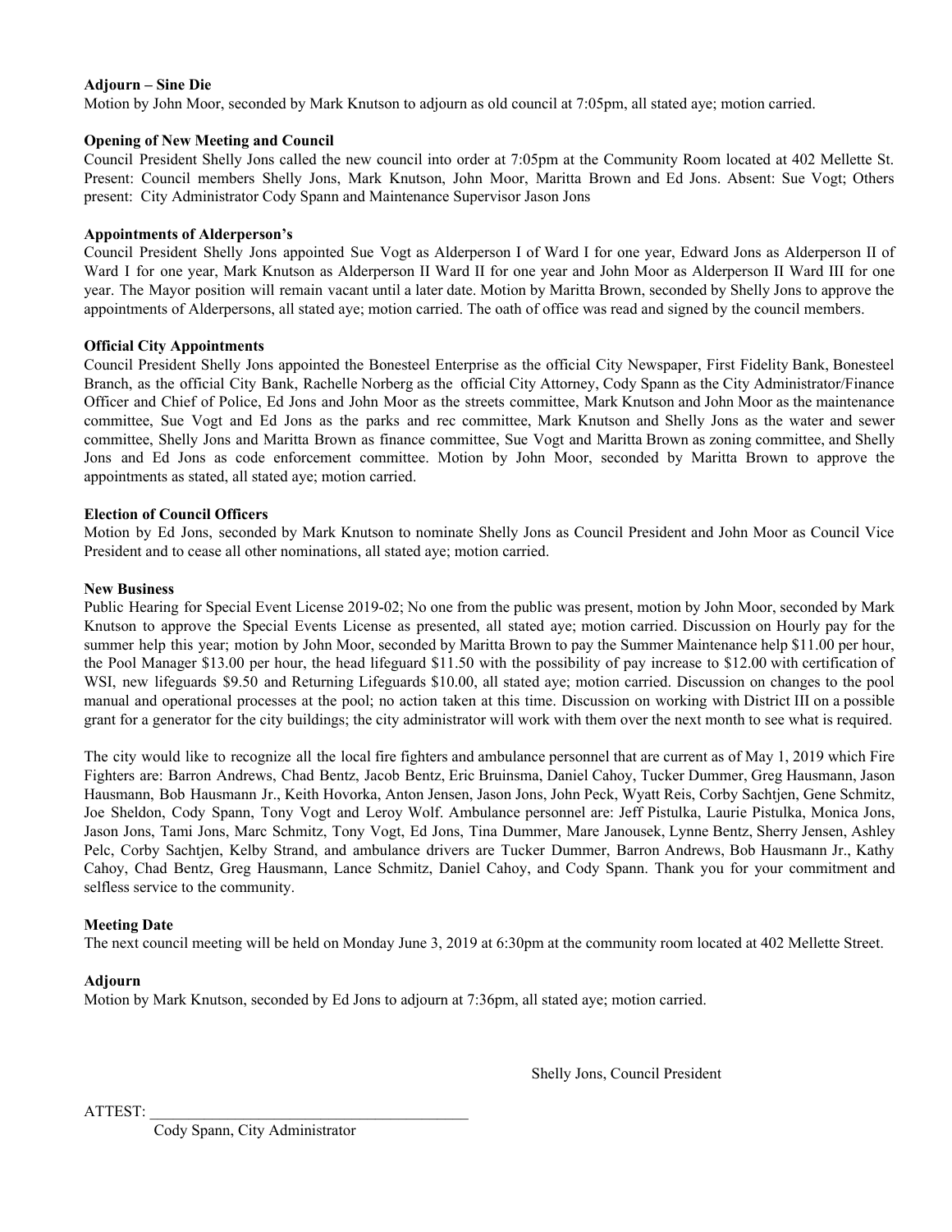**Adjourn – Sine Die**

Motion by John Moor, seconded by Mark Knutson to adjourn as old council at 7:05pm, all stated aye; motion carried.

**Opening of New Meeting and Council**

Council President Shelly Jons called the new council into order at 7:05pm at the Community Room located at 402 Mellette St. Present: Council members Shelly Jons, Mark Knutson, John Moor, Maritta Brown and Ed Jons. Absent: Sue Vogt; Others present: City Administrator Cody Spann and Maintenance Supervisor Jason Jons

**Appointments of Alderperson's**

Council President Shelly Jons appointed Sue Vogt as Alderperson I of Ward I for one year, Edward Jons as Alderperson II of Ward I for one year, Mark Knutson as Alderperson II Ward II for one year and John Moor as Alderperson II Ward III for one year. The Mayor position will remain vacant until a later date. Motion by Maritta Brown, seconded by Shelly Jons to approve the appointments of Alderpersons, all stated aye; motion carried. The oath of office was read and signed by the council members.

**Official City Appointments**

Council President Shelly Jons appointed the Bonesteel Enterprise as the official City Newspaper, First Fidelity Bank, Bonesteel Branch, as the official City Bank, Rachelle Norberg as the official City Attorney, Cody Spann as the City Administrator/Finance Officer and Chief of Police, Ed Jons and John Moor as the streets committee, Mark Knutson and John Moor as the maintenance committee, Sue Vogt and Ed Jons as the parks and rec committee, Mark Knutson and Shelly Jons as the water and sewer committee, Shelly Jons and Maritta Brown as finance committee, Sue Vogt and Maritta Brown as zoning committee, and Shelly Jons and Ed Jons as code enforcement committee. Motion by John Moor, seconded by Maritta Brown to approve the appointments as stated, all stated aye; motion carried.

**Election of Council Officers**

Motion by Ed Jons, seconded by Mark Knutson to nominate Shelly Jons as Council President and John Moor as Council Vice President and to cease all other nominations, all stated aye; motion carried.

**New Business**

Public Hearing for Special Event License 2019-02; No one from the public was present, motion by John Moor, seconded by Mark Knutson to approve the Special Events License as presented, all stated aye; motion carried. Discussion on Hourly pay for the summer help this year; motion by John Moor, seconded by Maritta Brown to pay the Summer Maintenance help $11.00 per hour, the Pool Manager $13.00 per hour, the head lifeguard $11.50 with the possibility of pay increase to $12.00 with certification of WSI, new lifeguards $9.50 and Returning Lifeguards $10.00, all stated aye; motion carried. Discussion on changes to the pool manual and operational processes at the pool; no action taken at this time. Discussion on working with District III on a possible grant for a generator for the city buildings; the city administrator will work with them over the next month to see what is required.

The city would like to recognize all the local fire fighters and ambulance personnel that are current as of May 1, 2019 which Fire Fighters are: Barron Andrews, Chad Bentz, Jacob Bentz, Eric Bruinsma, Daniel Cahoy, Tucker Dummer, Greg Hausmann, Jason Hausmann, Bob Hausmann Jr., Keith Hovorka, Anton Jensen, Jason Jons, John Peck, Wyatt Reis, Corby Sachtjen, Gene Schmitz, Joe Sheldon, Cody Spann, Tony Vogt and Leroy Wolf. Ambulance personnel are: Jeff Pistulka, Laurie Pistulka, Monica Jons, Jason Jons, Tami Jons, Marc Schmitz, Tony Vogt, Ed Jons, Tina Dummer, Mare Janousek, Lynne Bentz, Sherry Jensen, Ashley Pelc, Corby Sachtjen, Kelby Strand, and ambulance drivers are Tucker Dummer, Barron Andrews, Bob Hausmann Jr., Kathy Cahoy, Chad Bentz, Greg Hausmann, Lance Schmitz, Daniel Cahoy, and Cody Spann. Thank you for your commitment and selfless service to the community.

**Meeting Date**

The next council meeting will be held on Monday June 3, 2019 at 6:30pm at the community room located at 402 Mellette Street.

**Adjourn**

Motion by Mark Knutson, seconded by Ed Jons to adjourn at 7:36pm, all stated aye; motion carried.

Shelly Jons, Council President

ATTEST: ___________________________________________

Cody Spann, City Administrator